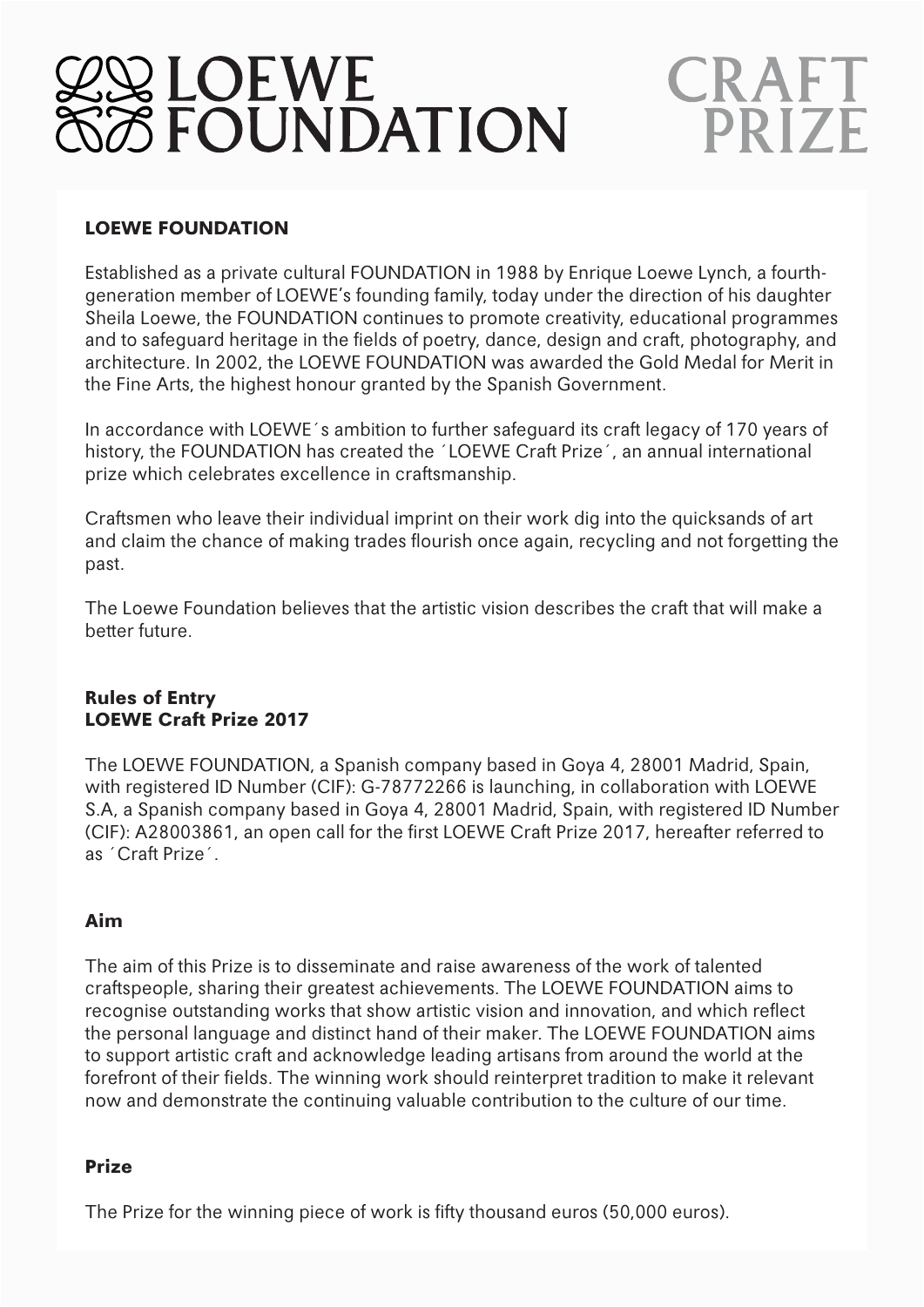# LOEWE FOUNDATION CRAFT PRIZE

## LOEWE FOUNDATION

Established as a private cultural FOUNDATION in 1988 by Enrique Loewe Lynch, a fourth-generation member of LOEWE's founding family, today under the direction of his daughter Sheila Loewe, the FOUNDATION continues to promote creativity, educational programmes and to safeguard heritage in the fields of poetry, dance, design and craft, photography, and architecture. In 2002, the LOEWE FOUNDATION was awarded the Gold Medal for Merit in the Fine Arts, the highest honour granted by the Spanish Government.

In accordance with LOEWE´s ambition to further safeguard its craft legacy of 170 years of history, the FOUNDATION has created the ´LOEWE Craft Prize´, an annual international prize which celebrates excellence in craftsmanship.

Craftsmen who leave their individual imprint on their work dig into the quicksands of art and claim the chance of making trades flourish once again, recycling and not forgetting the past.

The Loewe Foundation believes that the artistic vision describes the craft that will make a better future.

## Rules of Entry
## LOEWE Craft Prize 2017

The LOEWE FOUNDATION, a Spanish company based in Goya 4, 28001 Madrid, Spain, with registered ID Number (CIF): G-78772266 is launching, in collaboration with LOEWE S.A, a Spanish company based in Goya 4, 28001 Madrid, Spain, with registered ID Number (CIF): A28003861, an open call for the first LOEWE Craft Prize 2017, hereafter referred to as ´Craft Prize´.

### Aim

The aim of this Prize is to disseminate and raise awareness of the work of talented craftspeople, sharing their greatest achievements. The LOEWE FOUNDATION aims to recognise outstanding works that show artistic vision and innovation, and which reflect the personal language and distinct hand of their maker. The LOEWE FOUNDATION aims to support artistic craft and acknowledge leading artisans from around the world at the forefront of their fields. The winning work should reinterpret tradition to make it relevant now and demonstrate the continuing valuable contribution to the culture of our time.

### Prize

The Prize for the winning piece of work is fifty thousand euros (50,000 euros).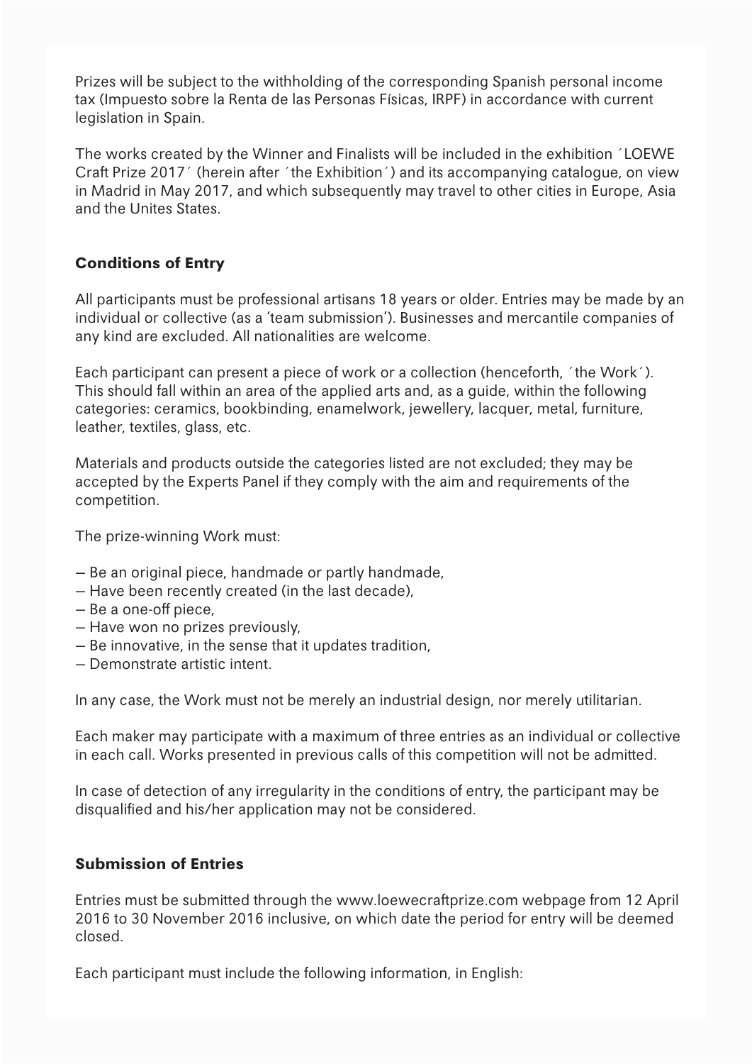Prizes will be subject to the withholding of the corresponding Spanish personal income tax (Impuesto sobre la Renta de las Personas Físicas, IRPF) in accordance with current legislation in Spain.

The works created by the Winner and Finalists will be included in the exhibition ´LOEWE Craft Prize 2017´ (herein after ´the Exhibition´) and its accompanying catalogue, on view in Madrid in May 2017, and which subsequently may travel to other cities in Europe, Asia and the Unites States.

## Conditions of Entry

All participants must be professional artisans 18 years or older. Entries may be made by an individual or collective (as a 'team submission'). Businesses and mercantile companies of any kind are excluded. All nationalities are welcome.

Each participant can present a piece of work or a collection (henceforth, ´the Work´). This should fall within an area of the applied arts and, as a guide, within the following categories: ceramics, bookbinding, enamelwork, jewellery, lacquer, metal, furniture, leather, textiles, glass, etc.

Materials and products outside the categories listed are not excluded; they may be accepted by the Experts Panel if they comply with the aim and requirements of the competition.

The prize-winning Work must:

— Be an original piece, handmade or partly handmade,
— Have been recently created (in the last decade),
— Be a one-off piece,
— Have won no prizes previously,
— Be innovative, in the sense that it updates tradition,
— Demonstrate artistic intent.

In any case, the Work must not be merely an industrial design, nor merely utilitarian.

Each maker may participate with a maximum of three entries as an individual or collective in each call. Works presented in previous calls of this competition will not be admitted.

In case of detection of any irregularity in the conditions of entry, the participant may be disqualified and his/her application may not be considered.

## Submission of Entries

Entries must be submitted through the www.loewecraftprize.com webpage from 12 April 2016 to 30 November 2016 inclusive, on which date the period for entry will be deemed closed.

Each participant must include the following information, in English: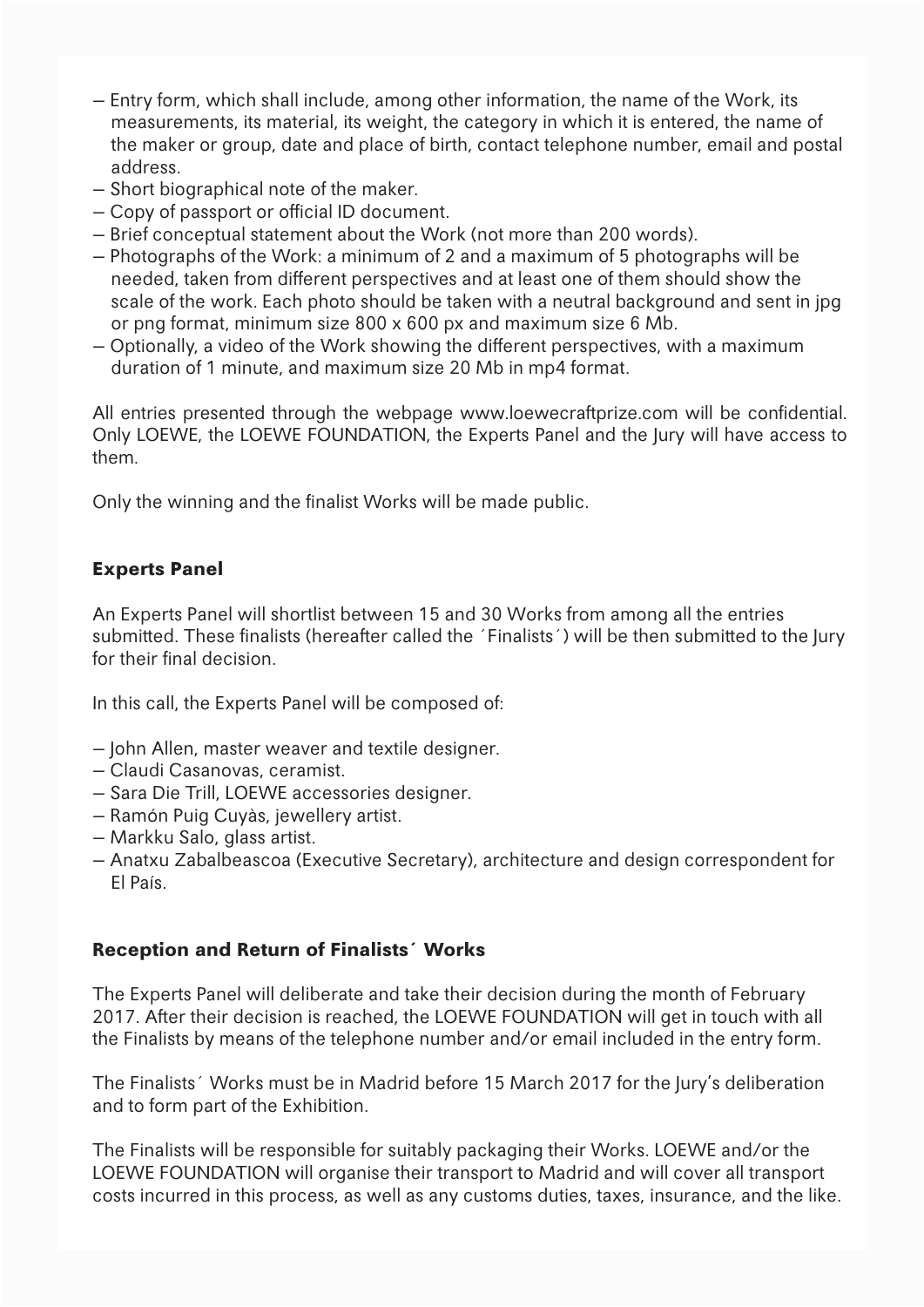— Entry form, which shall include, among other information, the name of the Work, its measurements, its material, its weight, the category in which it is entered, the name of the maker or group, date and place of birth, contact telephone number, email and postal address.
— Short biographical note of the maker.
— Copy of passport or official ID document.
— Brief conceptual statement about the Work (not more than 200 words).
— Photographs of the Work: a minimum of 2 and a maximum of 5 photographs will be needed, taken from different perspectives and at least one of them should show the scale of the work. Each photo should be taken with a neutral background and sent in jpg or png format, minimum size 800 x 600 px and maximum size 6 Mb.
— Optionally, a video of the Work showing the different perspectives, with a maximum duration of 1 minute, and maximum size 20 Mb in mp4 format.

All entries presented through the webpage www.loewecraftprize.com will be confidential. Only LOEWE, the LOEWE FOUNDATION, the Experts Panel and the Jury will have access to them.

Only the winning and the finalist Works will be made public.

## Experts Panel

An Experts Panel will shortlist between 15 and 30 Works from among all the entries submitted. These finalists (hereafter called the ´Finalists´) will be then submitted to the Jury for their final decision.

In this call, the Experts Panel will be composed of:

— John Allen, master weaver and textile designer.
— Claudi Casanovas, ceramist.
— Sara Die Trill, LOEWE accessories designer.
— Ramón Puig Cuyàs, jewellery artist.
— Markku Salo, glass artist.
— Anatxu Zabalbeascoa (Executive Secretary), architecture and design correspondent for El País.

## Reception and Return of Finalists´ Works

The Experts Panel will deliberate and take their decision during the month of February 2017. After their decision is reached, the LOEWE FOUNDATION will get in touch with all the Finalists by means of the telephone number and/or email included in the entry form.

The Finalists´ Works must be in Madrid before 15 March 2017 for the Jury's deliberation and to form part of the Exhibition.

The Finalists will be responsible for suitably packaging their Works. LOEWE and/or the LOEWE FOUNDATION will organise their transport to Madrid and will cover all transport costs incurred in this process, as well as any customs duties, taxes, insurance, and the like.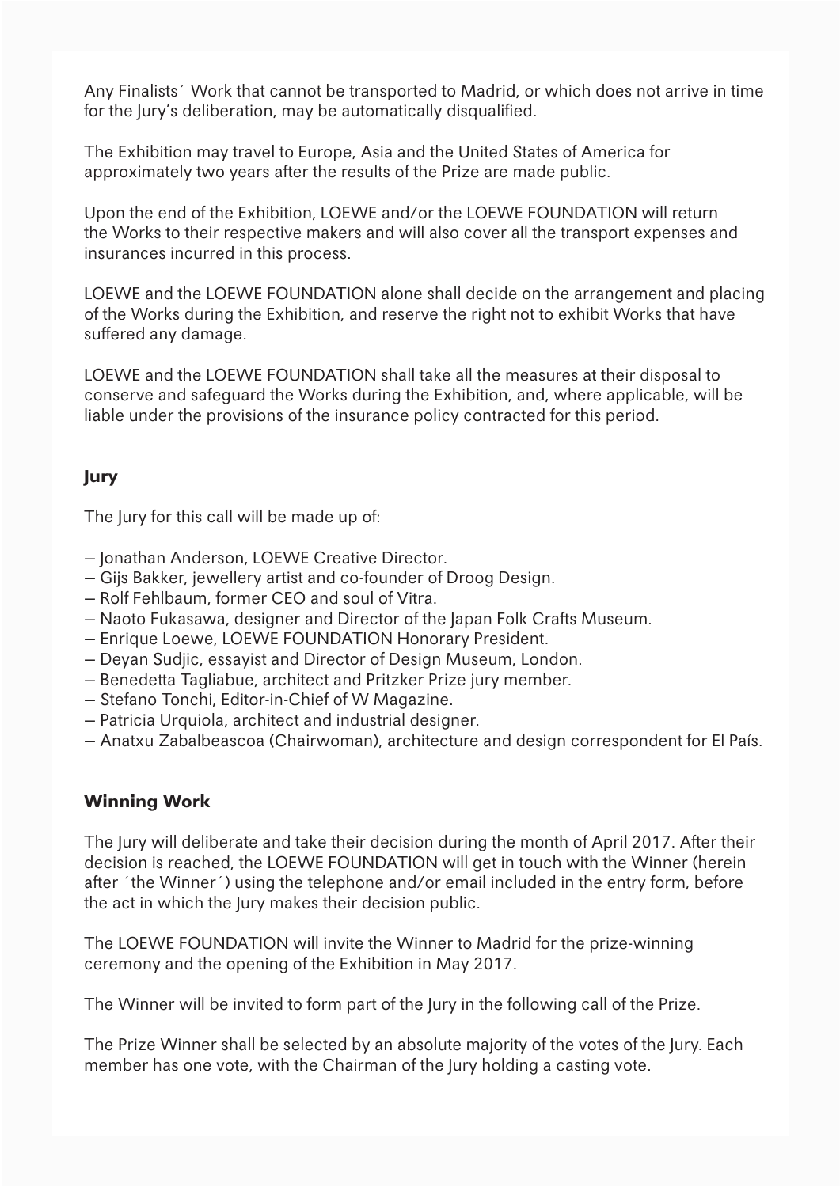Any Finalists´ Work that cannot be transported to Madrid, or which does not arrive in time for the Jury's deliberation, may be automatically disqualified.

The Exhibition may travel to Europe, Asia and the United States of America for approximately two years after the results of the Prize are made public.

Upon the end of the Exhibition, LOEWE and/or the LOEWE FOUNDATION will return the Works to their respective makers and will also cover all the transport expenses and insurances incurred in this process.

LOEWE and the LOEWE FOUNDATION alone shall decide on the arrangement and placing of the Works during the Exhibition, and reserve the right not to exhibit Works that have suffered any damage.

LOEWE and the LOEWE FOUNDATION shall take all the measures at their disposal to conserve and safeguard the Works during the Exhibition, and, where applicable, will be liable under the provisions of the insurance policy contracted for this period.

## Jury

The Jury for this call will be made up of:

— Jonathan Anderson, LOEWE Creative Director.
— Gijs Bakker, jewellery artist and co-founder of Droog Design.
— Rolf Fehlbaum, former CEO and soul of Vitra.
— Naoto Fukasawa, designer and Director of the Japan Folk Crafts Museum.
— Enrique Loewe, LOEWE FOUNDATION Honorary President.
— Deyan Sudjic, essayist and Director of Design Museum, London.
— Benedetta Tagliabue, architect and Pritzker Prize jury member.
— Stefano Tonchi, Editor-in-Chief of W Magazine.
— Patricia Urquiola, architect and industrial designer.
— Anatxu Zabalbeascoa (Chairwoman), architecture and design correspondent for El País.

## Winning Work

The Jury will deliberate and take their decision during the month of April 2017. After their decision is reached, the LOEWE FOUNDATION will get in touch with the Winner (herein after ´the Winner´) using the telephone and/or email included in the entry form, before the act in which the Jury makes their decision public.

The LOEWE FOUNDATION will invite the Winner to Madrid for the prize-winning ceremony and the opening of the Exhibition in May 2017.

The Winner will be invited to form part of the Jury in the following call of the Prize.

The Prize Winner shall be selected by an absolute majority of the votes of the Jury. Each member has one vote, with the Chairman of the Jury holding a casting vote.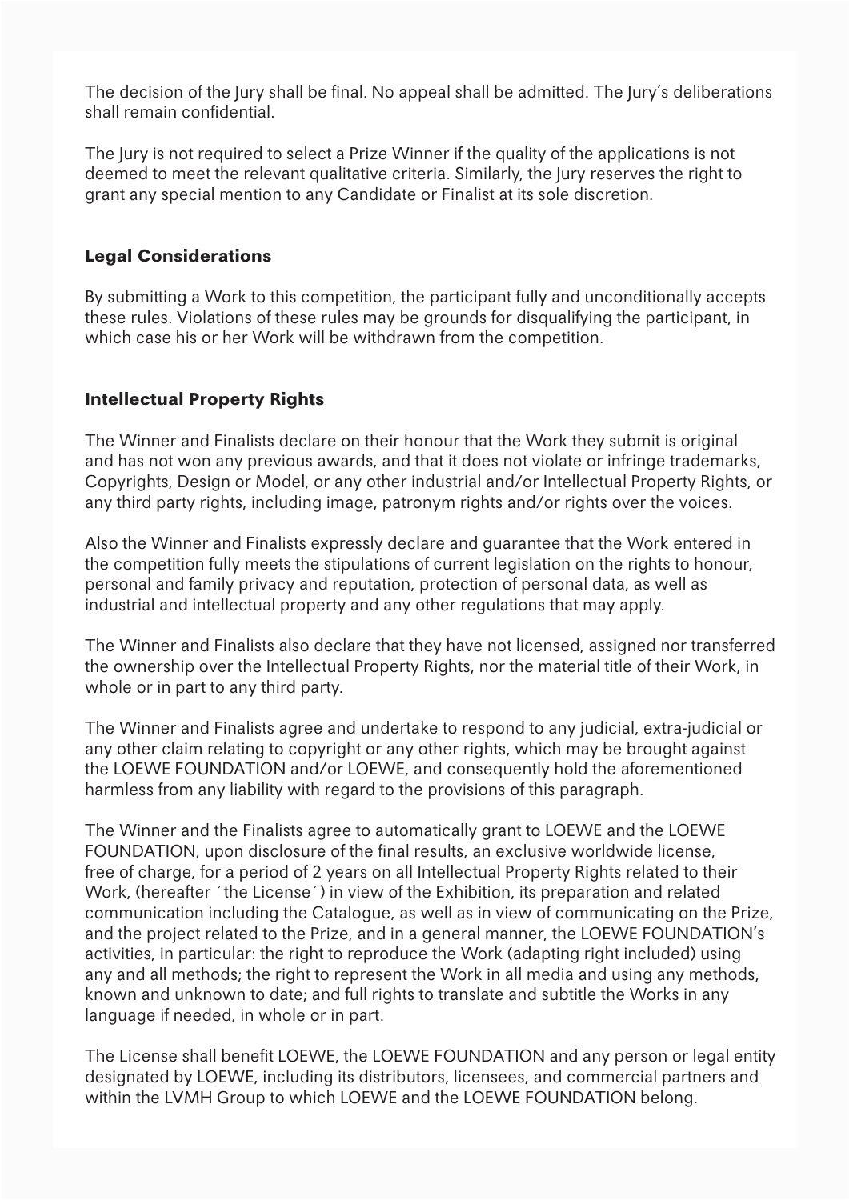The decision of the Jury shall be final. No appeal shall be admitted. The Jury's deliberations shall remain confidential.

The Jury is not required to select a Prize Winner if the quality of the applications is not deemed to meet the relevant qualitative criteria. Similarly, the Jury reserves the right to grant any special mention to any Candidate or Finalist at its sole discretion.

## Legal Considerations

By submitting a Work to this competition, the participant fully and unconditionally accepts these rules. Violations of these rules may be grounds for disqualifying the participant, in which case his or her Work will be withdrawn from the competition.

## Intellectual Property Rights

The Winner and Finalists declare on their honour that the Work they submit is original and has not won any previous awards, and that it does not violate or infringe trademarks, Copyrights, Design or Model, or any other industrial and/or Intellectual Property Rights, or any third party rights, including image, patronym rights and/or rights over the voices.

Also the Winner and Finalists expressly declare and guarantee that the Work entered in the competition fully meets the stipulations of current legislation on the rights to honour, personal and family privacy and reputation, protection of personal data, as well as industrial and intellectual property and any other regulations that may apply.

The Winner and Finalists also declare that they have not licensed, assigned nor transferred the ownership over the Intellectual Property Rights, nor the material title of their Work, in whole or in part to any third party.

The Winner and Finalists agree and undertake to respond to any judicial, extra-judicial or any other claim relating to copyright or any other rights, which may be brought against the LOEWE FOUNDATION and/or LOEWE, and consequently hold the aforementioned harmless from any liability with regard to the provisions of this paragraph.

The Winner and the Finalists agree to automatically grant to LOEWE and the LOEWE FOUNDATION, upon disclosure of the final results, an exclusive worldwide license, free of charge, for a period of 2 years on all Intellectual Property Rights related to their Work, (hereafter ´the License´) in view of the Exhibition, its preparation and related communication including the Catalogue, as well as in view of communicating on the Prize, and the project related to the Prize, and in a general manner, the LOEWE FOUNDATION's activities, in particular: the right to reproduce the Work (adapting right included) using any and all methods; the right to represent the Work in all media and using any methods, known and unknown to date; and full rights to translate and subtitle the Works in any language if needed, in whole or in part.

The License shall benefit LOEWE, the LOEWE FOUNDATION and any person or legal entity designated by LOEWE, including its distributors, licensees, and commercial partners and within the LVMH Group to which LOEWE and the LOEWE FOUNDATION belong.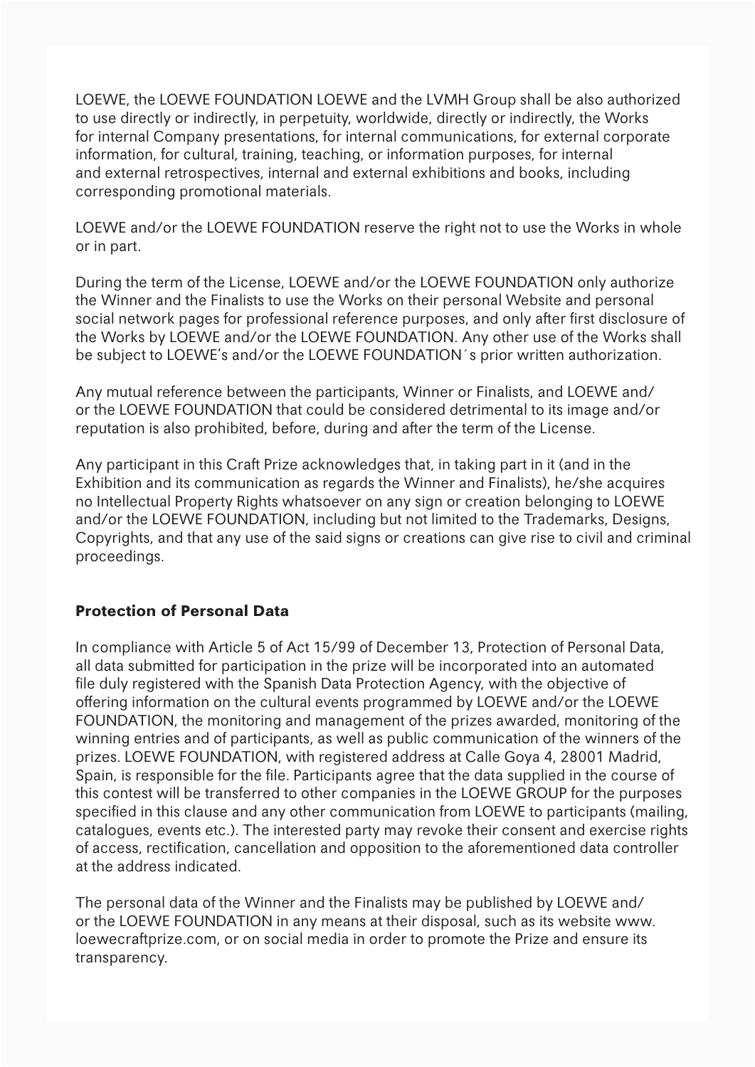LOEWE, the LOEWE FOUNDATION LOEWE and the LVMH Group shall be also authorized to use directly or indirectly, in perpetuity, worldwide, directly or indirectly, the Works for internal Company presentations, for internal communications, for external corporate information, for cultural, training, teaching, or information purposes, for internal and external retrospectives, internal and external exhibitions and books, including corresponding promotional materials.

LOEWE and/or the LOEWE FOUNDATION reserve the right not to use the Works in whole or in part.

During the term of the License, LOEWE and/or the LOEWE FOUNDATION only authorize the Winner and the Finalists to use the Works on their personal Website and personal social network pages for professional reference purposes, and only after first disclosure of the Works by LOEWE and/or the LOEWE FOUNDATION. Any other use of the Works shall be subject to LOEWE's and/or the LOEWE FOUNDATION´s prior written authorization.

Any mutual reference between the participants, Winner or Finalists, and LOEWE and/or the LOEWE FOUNDATION that could be considered detrimental to its image and/or reputation is also prohibited, before, during and after the term of the License.

Any participant in this Craft Prize acknowledges that, in taking part in it (and in the Exhibition and its communication as regards the Winner and Finalists), he/she acquires no Intellectual Property Rights whatsoever on any sign or creation belonging to LOEWE and/or the LOEWE FOUNDATION, including but not limited to the Trademarks, Designs, Copyrights, and that any use of the said signs or creations can give rise to civil and criminal proceedings.

## Protection of Personal Data

In compliance with Article 5 of Act 15/99 of December 13, Protection of Personal Data, all data submitted for participation in the prize will be incorporated into an automated file duly registered with the Spanish Data Protection Agency, with the objective of offering information on the cultural events programmed by LOEWE and/or the LOEWE FOUNDATION, the monitoring and management of the prizes awarded, monitoring of the winning entries and of participants, as well as public communication of the winners of the prizes. LOEWE FOUNDATION, with registered address at Calle Goya 4, 28001 Madrid, Spain, is responsible for the file. Participants agree that the data supplied in the course of this contest will be transferred to other companies in the LOEWE GROUP for the purposes specified in this clause and any other communication from LOEWE to participants (mailing, catalogues, events etc.). The interested party may revoke their consent and exercise rights of access, rectification, cancellation and opposition to the aforementioned data controller at the address indicated.

The personal data of the Winner and the Finalists may be published by LOEWE and/or the LOEWE FOUNDATION in any means at their disposal, such as its website www.loewecraftprize.com, or on social media in order to promote the Prize and ensure its transparency.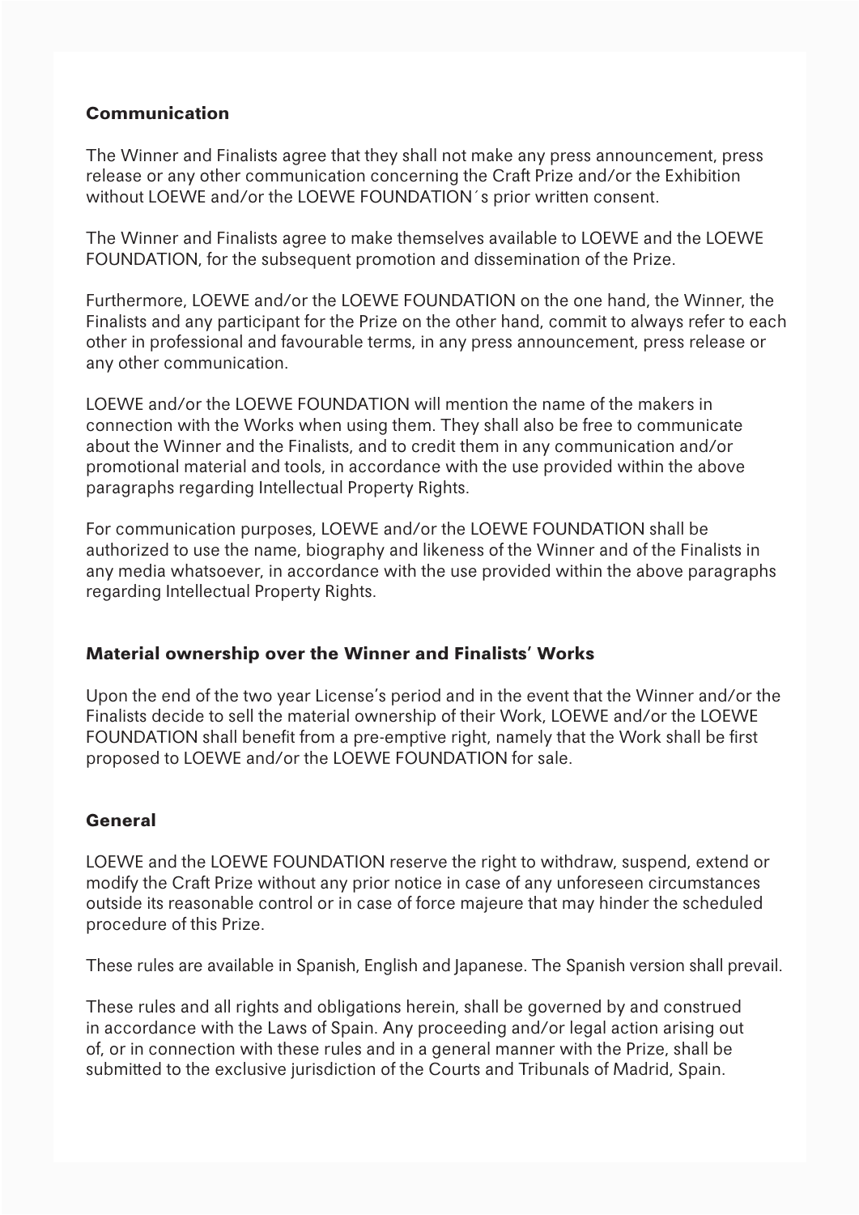## Communication

The Winner and Finalists agree that they shall not make any press announcement, press release or any other communication concerning the Craft Prize and/or the Exhibition without LOEWE and/or the LOEWE FOUNDATION´s prior written consent.

The Winner and Finalists agree to make themselves available to LOEWE and the LOEWE FOUNDATION, for the subsequent promotion and dissemination of the Prize.

Furthermore, LOEWE and/or the LOEWE FOUNDATION on the one hand, the Winner, the Finalists and any participant for the Prize on the other hand, commit to always refer to each other in professional and favourable terms, in any press announcement, press release or any other communication.

LOEWE and/or the LOEWE FOUNDATION will mention the name of the makers in connection with the Works when using them. They shall also be free to communicate about the Winner and the Finalists, and to credit them in any communication and/or promotional material and tools, in accordance with the use provided within the above paragraphs regarding Intellectual Property Rights.

For communication purposes, LOEWE and/or the LOEWE FOUNDATION shall be authorized to use the name, biography and likeness of the Winner and of the Finalists in any media whatsoever, in accordance with the use provided within the above paragraphs regarding Intellectual Property Rights.

## Material ownership over the Winner and Finalists' Works

Upon the end of the two year License's period and in the event that the Winner and/or the Finalists decide to sell the material ownership of their Work, LOEWE and/or the LOEWE FOUNDATION shall benefit from a pre-emptive right, namely that the Work shall be first proposed to LOEWE and/or the LOEWE FOUNDATION for sale.

## General

LOEWE and the LOEWE FOUNDATION reserve the right to withdraw, suspend, extend or modify the Craft Prize without any prior notice in case of any unforeseen circumstances outside its reasonable control or in case of force majeure that may hinder the scheduled procedure of this Prize.

These rules are available in Spanish, English and Japanese. The Spanish version shall prevail.

These rules and all rights and obligations herein, shall be governed by and construed in accordance with the Laws of Spain. Any proceeding and/or legal action arising out of, or in connection with these rules and in a general manner with the Prize, shall be submitted to the exclusive jurisdiction of the Courts and Tribunals of Madrid, Spain.